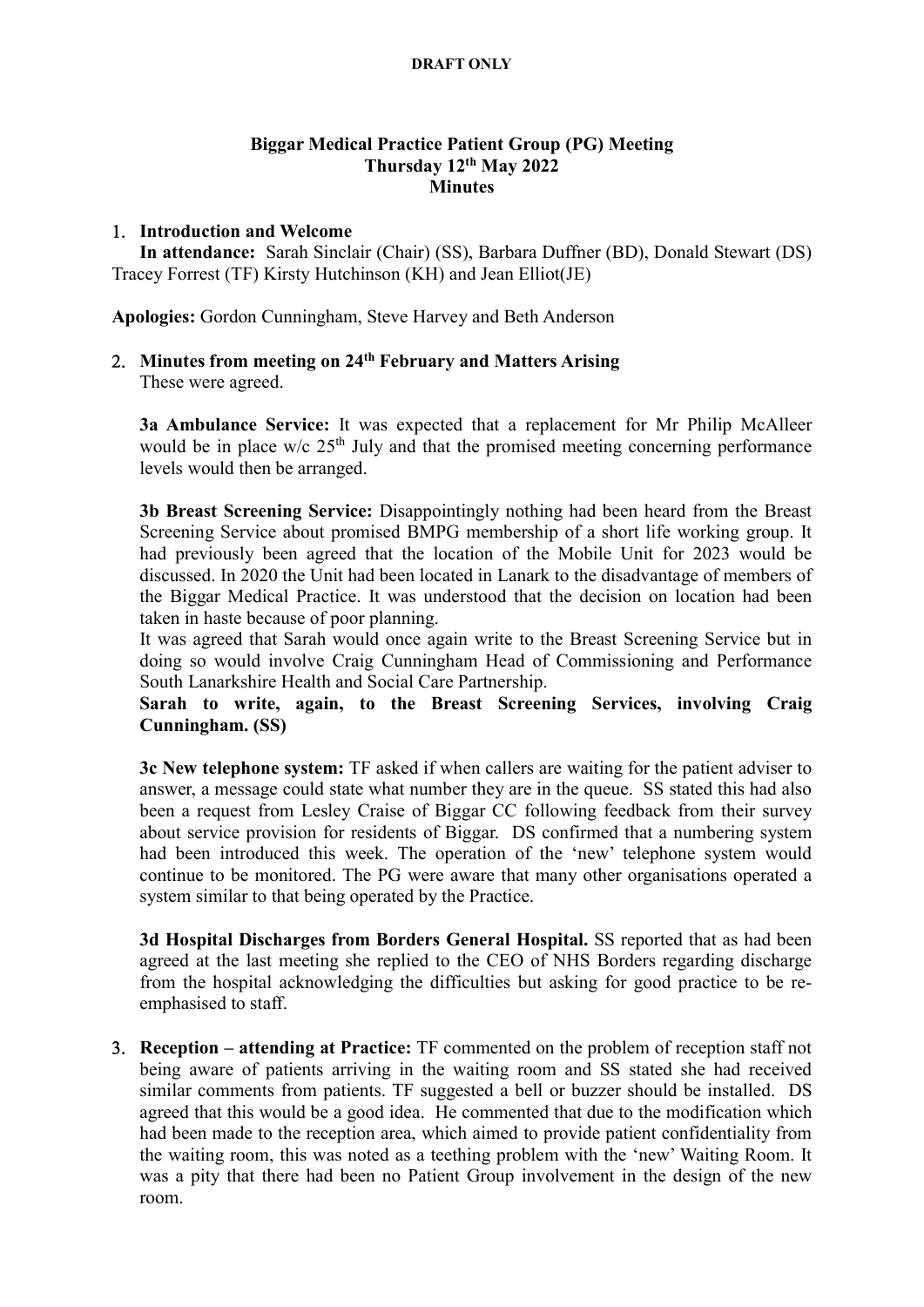**DRAFT ONLY**

# Biggar Medical Practice Patient Group (PG) Meeting
## Thursday 12th May 2022
## Minutes

1. **Introduction and Welcome**

   **In attendance:** Sarah Sinclair (Chair) (SS), Barbara Duffner (BD), Donald Stewart (DS) Tracey Forrest (TF) Kirsty Hutchinson (KH) and Jean Elliot(JE)

**Apologies:** Gordon Cunningham, Steve Harvey and Beth Anderson

2. **Minutes from meeting on 24th February and Matters Arising**

   These were agreed.

   **3a Ambulance Service:** It was expected that a replacement for Mr Philip McAlleer would be in place w/c 25th July and that the promised meeting concerning performance levels would then be arranged.

   **3b Breast Screening Service:** Disappointingly nothing had been heard from the Breast Screening Service about promised BMPG membership of a short life working group. It had previously been agreed that the location of the Mobile Unit for 2023 would be discussed. In 2020 the Unit had been located in Lanark to the disadvantage of members of the Biggar Medical Practice. It was understood that the decision on location had been taken in haste because of poor planning.

   It was agreed that Sarah would once again write to the Breast Screening Service but in doing so would involve Craig Cunningham Head of Commissioning and Performance South Lanarkshire Health and Social Care Partnership.

   **Sarah to write, again, to the Breast Screening Services, involving Craig Cunningham. (SS)**

   **3c New telephone system:** TF asked if when callers are waiting for the patient adviser to answer, a message could state what number they are in the queue. SS stated this had also been a request from Lesley Craise of Biggar CC following feedback from their survey about service provision for residents of Biggar. DS confirmed that a numbering system had been introduced this week. The operation of the 'new' telephone system would continue to be monitored. The PG were aware that many other organisations operated a system similar to that being operated by the Practice.

   **3d Hospital Discharges from Borders General Hospital.** SS reported that as had been agreed at the last meeting she replied to the CEO of NHS Borders regarding discharge from the hospital acknowledging the difficulties but asking for good practice to be re-emphasised to staff.

3. **Reception – attending at Practice:** TF commented on the problem of reception staff not being aware of patients arriving in the waiting room and SS stated she had received similar comments from patients. TF suggested a bell or buzzer should be installed. DS agreed that this would be a good idea. He commented that due to the modification which had been made to the reception area, which aimed to provide patient confidentiality from the waiting room, this was noted as a teething problem with the 'new' Waiting Room. It was a pity that there had been no Patient Group involvement in the design of the new room.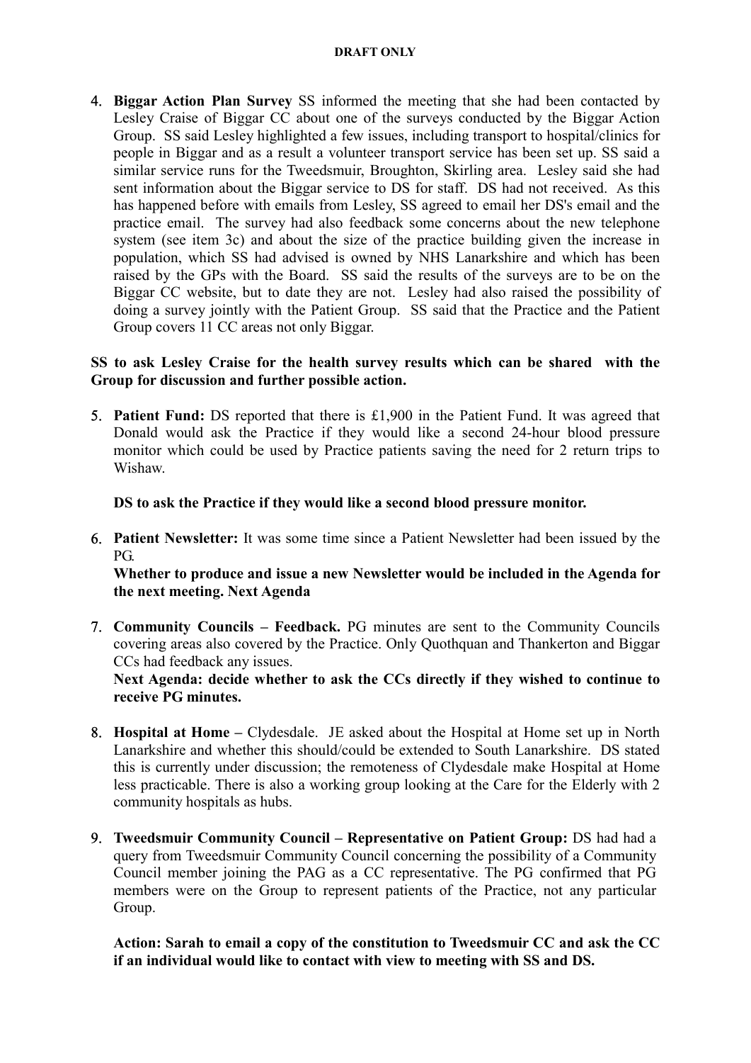**DRAFT ONLY**

4. **Biggar Action Plan Survey** SS informed the meeting that she had been contacted by Lesley Craise of Biggar CC about one of the surveys conducted by the Biggar Action Group. SS said Lesley highlighted a few issues, including transport to hospital/clinics for people in Biggar and as a result a volunteer transport service has been set up. SS said a similar service runs for the Tweedsmuir, Broughton, Skirling area. Lesley said she had sent information about the Biggar service to DS for staff. DS had not received. As this has happened before with emails from Lesley, SS agreed to email her DS's email and the practice email. The survey had also feedback some concerns about the new telephone system (see item 3c) and about the size of the practice building given the increase in population, which SS had advised is owned by NHS Lanarkshire and which has been raised by the GPs with the Board. SS said the results of the surveys are to be on the Biggar CC website, but to date they are not. Lesley had also raised the possibility of doing a survey jointly with the Patient Group. SS said that the Practice and the Patient Group covers 11 CC areas not only Biggar.

   **SS to ask Lesley Craise for the health survey results which can be shared with the Group for discussion and further possible action.**

5. **Patient Fund:** DS reported that there is £1,900 in the Patient Fund. It was agreed that Donald would ask the Practice if they would like a second 24-hour blood pressure monitor which could be used by Practice patients saving the need for 2 return trips to Wishaw.

   **DS to ask the Practice if they would like a second blood pressure monitor.**

6. **Patient Newsletter:** It was some time since a Patient Newsletter had been issued by the PG.

   **Whether to produce and issue a new Newsletter would be included in the Agenda for the next meeting. Next Agenda**

7. **Community Councils – Feedback.** PG minutes are sent to the Community Councils covering areas also covered by the Practice. Only Quothquan and Thankerton and Biggar CCs had feedback any issues.

   **Next Agenda: decide whether to ask the CCs directly if they wished to continue to receive PG minutes.**

8. **Hospital at Home –** Clydesdale. JE asked about the Hospital at Home set up in North Lanarkshire and whether this should/could be extended to South Lanarkshire. DS stated this is currently under discussion; the remoteness of Clydesdale make Hospital at Home less practicable. There is also a working group looking at the Care for the Elderly with 2 community hospitals as hubs.

9. **Tweedsmuir Community Council – Representative on Patient Group:** DS had had a query from Tweedsmuir Community Council concerning the possibility of a Community Council member joining the PAG as a CC representative. The PG confirmed that PG members were on the Group to represent patients of the Practice, not any particular Group.

   **Action: Sarah to email a copy of the constitution to Tweedsmuir CC and ask the CC if an individual would like to contact with view to meeting with SS and DS.**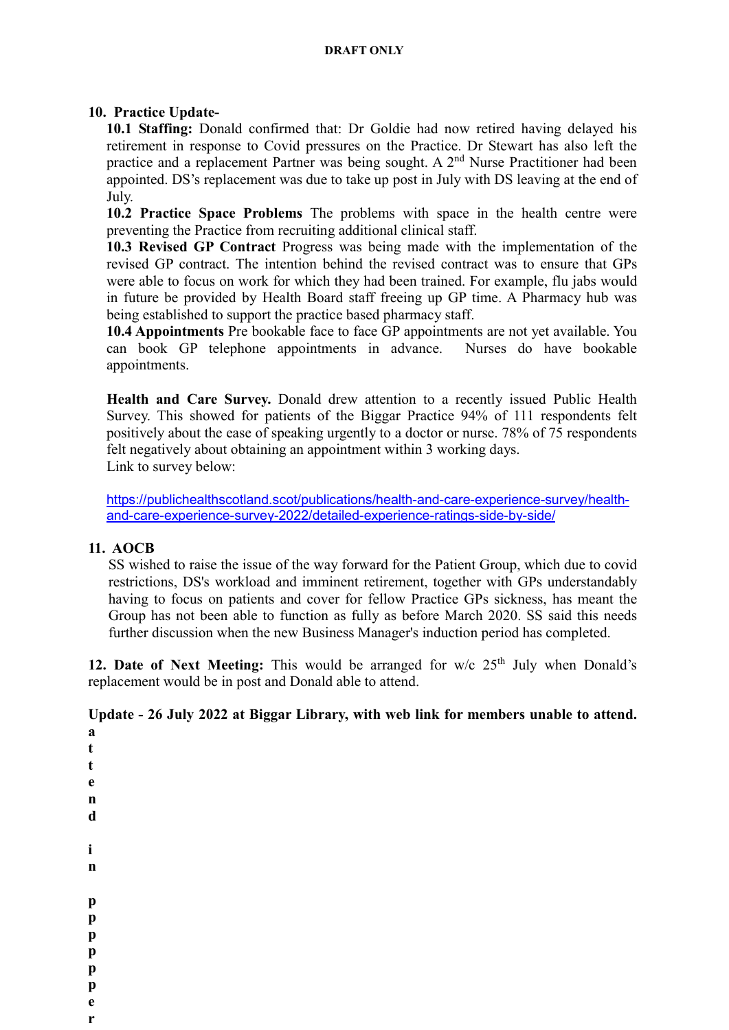**10. Practice Update-**

**10.1 Staffing:** Donald confirmed that: Dr Goldie had now retired having delayed his retirement in response to Covid pressures on the Practice. Dr Stewart has also left the practice and a replacement Partner was being sought. A 2nd Nurse Practitioner had been appointed. DS's replacement was due to take up post in July with DS leaving at the end of July.

**10.2 Practice Space Problems** The problems with space in the health centre were preventing the Practice from recruiting additional clinical staff.

**10.3 Revised GP Contract** Progress was being made with the implementation of the revised GP contract. The intention behind the revised contract was to ensure that GPs were able to focus on work for which they had been trained. For example, flu jabs would in future be provided by Health Board staff freeing up GP time. A Pharmacy hub was being established to support the practice based pharmacy staff.

**10.4 Appointments** Pre bookable face to face GP appointments are not yet available. You can book GP telephone appointments in advance. Nurses do have bookable appointments.

**Health and Care Survey.** Donald drew attention to a recently issued Public Health Survey. This showed for patients of the Biggar Practice 94% of 111 respondents felt positively about the ease of speaking urgently to a doctor or nurse. 78% of 75 respondents felt negatively about obtaining an appointment within 3 working days.
Link to survey below:

[https://publichealthscotland.scot/publications/health-and-care-experience-survey/health-and-care-experience-survey-2022/detailed-experience-ratings-side-by-side/](https://publichealthscotland.scot/publications/health-and-care-experience-survey/health-and-care-experience-survey-2022/detailed-experience-ratings-side-by-side/)

**11. AOCB**

SS wished to raise the issue of the way forward for the Patient Group, which due to covid restrictions, DS's workload and imminent retirement, together with GPs understandably having to focus on patients and cover for fellow Practice GPs sickness, has meant the Group has not been able to function as fully as before March 2020. SS said this needs further discussion when the new Business Manager's induction period has completed.

**12. Date of Next Meeting:** This would be arranged for w/c 25th July when Donald's replacement would be in post and Donald able to attend.

**Update - 26 July 2022 at Biggar Library, with web link for members unable to attend.**

**a t t e n d i n p p p p p p e r**